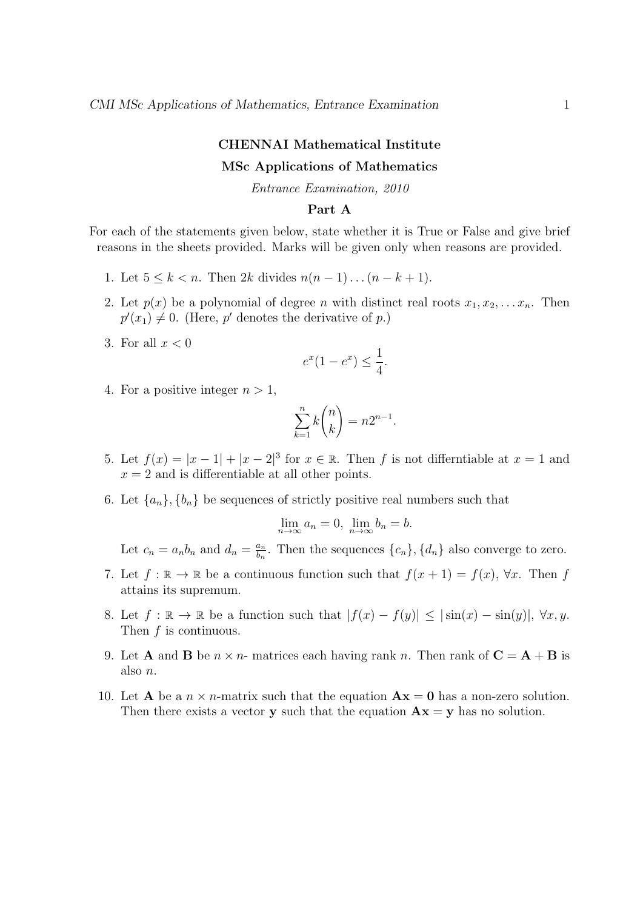**CHENNAI Mathematical Institute**

**MSc Applications of Mathematics**

*Entrance Examination, 2010*

**Part A**

For each of the statements given below, state whether it is True or False and give brief reasons in the sheets provided. Marks will be given only when reasons are provided.

1. Let $5 \leq k < n$. Then $2k$ divides $n(n-1)\ldots(n-k+1)$.

2. Let $p(x)$ be a polynomial of degree $n$ with distinct real roots $x_1, x_2, \ldots x_n$. Then $p'(x_1) \neq 0$. (Here, $p'$ denotes the derivative of $p$.)

3. For all $x < 0$
$$e^x(1-e^x) \leq \frac{1}{4}.$$

4. For a positive integer $n > 1$,
$$\sum_{k=1}^{n} k\binom{n}{k} = n2^{n-1}.$$

5. Let $f(x) = |x-1| + |x-2|^3$ for $x \in \mathbb{R}$. Then $f$ is not differntiable at $x = 1$ and $x = 2$ and is differentiable at all other points.

6. Let $\{a_n\}, \{b_n\}$ be sequences of strictly positive real numbers such that
$$\lim_{n\to\infty} a_n = 0, \; \lim_{n\to\infty} b_n = b.$$
Let $c_n = a_n b_n$ and $d_n = \frac{a_n}{b_n}$. Then the sequences $\{c_n\}, \{d_n\}$ also converge to zero.

7. Let $f : \mathbb{R} \to \mathbb{R}$ be a continuous function such that $f(x+1) = f(x), \forall x$. Then $f$ attains its supremum.

8. Let $f : \mathbb{R} \to \mathbb{R}$ be a function such that $|f(x) - f(y)| \leq |\sin(x) - \sin(y)|, \forall x, y$. Then $f$ is continuous.

9. Let $\mathbf{A}$ and $\mathbf{B}$ be $n \times n$- matrices each having rank $n$. Then rank of $\mathbf{C} = \mathbf{A} + \mathbf{B}$ is also $n$.

10. Let $\mathbf{A}$ be a $n \times n$-matrix such that the equation $\mathbf{Ax} = \mathbf{0}$ has a non-zero solution. Then there exists a vector $\mathbf{y}$ such that the equation $\mathbf{Ax} = \mathbf{y}$ has no solution.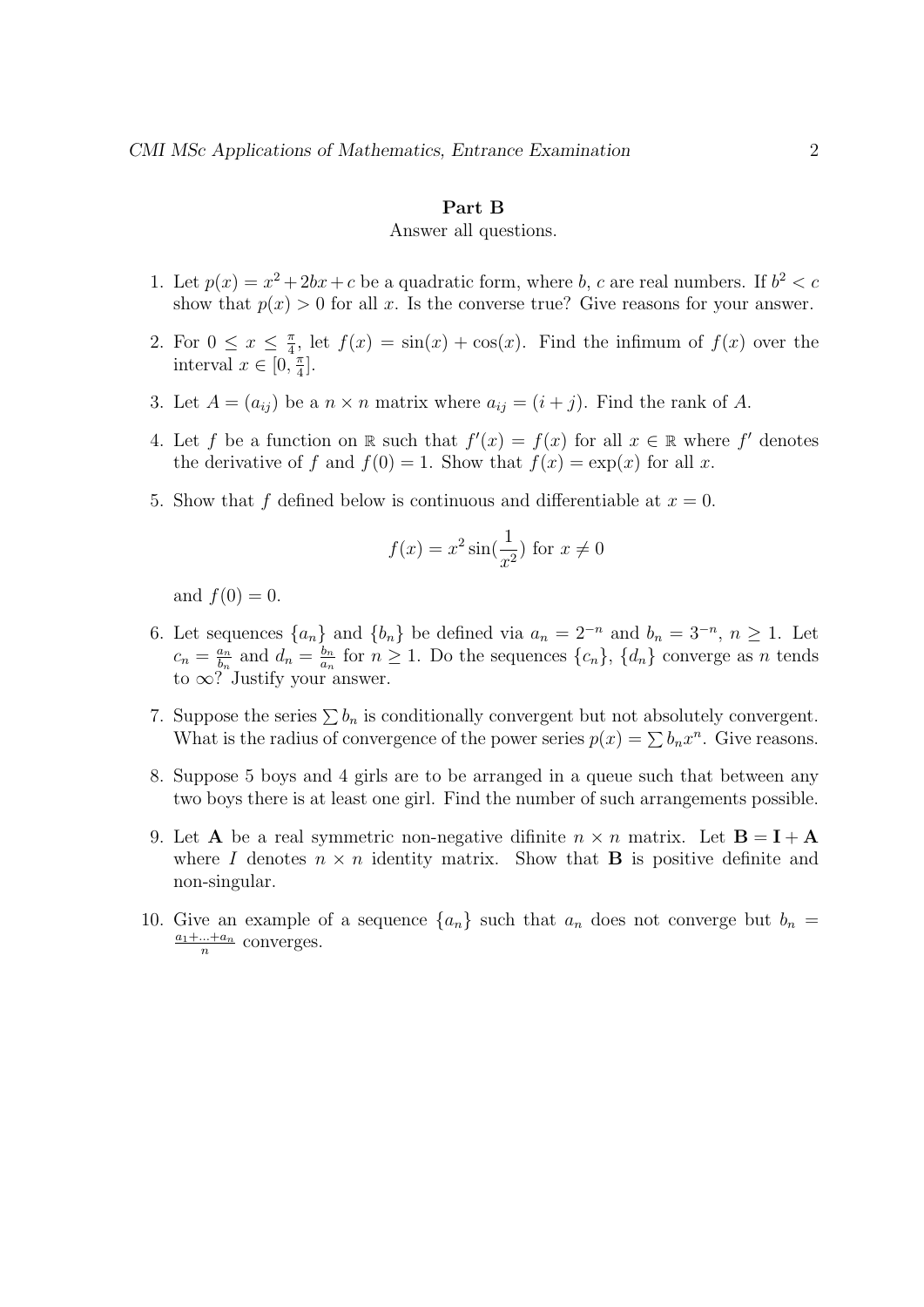## Part B

Answer all questions.

1. Let $p(x) = x^2 + 2bx + c$ be a quadratic form, where $b$, $c$ are real numbers. If $b^2 < c$ show that $p(x) > 0$ for all $x$. Is the converse true? Give reasons for your answer.

2. For $0 \leq x \leq \frac{\pi}{4}$, let $f(x) = \sin(x) + \cos(x)$. Find the infimum of $f(x)$ over the interval $x \in [0, \frac{\pi}{4}]$.

3. Let $A = (a_{ij})$ be a $n \times n$ matrix where $a_{ij} = (i + j)$. Find the rank of $A$.

4. Let $f$ be a function on $\mathbb{R}$ such that $f'(x) = f(x)$ for all $x \in \mathbb{R}$ where $f'$ denotes the derivative of $f$ and $f(0) = 1$. Show that $f(x) = \exp(x)$ for all $x$.

5. Show that $f$ defined below is continuous and differentiable at $x = 0$.

$$f(x) = x^2 \sin(\frac{1}{x^2}) \text{ for } x \neq 0$$

   and $f(0) = 0$.

6. Let sequences $\{a_n\}$ and $\{b_n\}$ be defined via $a_n = 2^{-n}$ and $b_n = 3^{-n}$, $n \geq 1$. Let $c_n = \frac{a_n}{b_n}$ and $d_n = \frac{b_n}{a_n}$ for $n \geq 1$. Do the sequences $\{c_n\}$, $\{d_n\}$ converge as $n$ tends to $\infty$? Justify your answer.

7. Suppose the series $\sum b_n$ is conditionally convergent but not absolutely convergent. What is the radius of convergence of the power series $p(x) = \sum b_n x^n$. Give reasons.

8. Suppose 5 boys and 4 girls are to be arranged in a queue such that between any two boys there is at least one girl. Find the number of such arrangements possible.

9. Let $\mathbf{A}$ be a real symmetric non-negative dinite $n \times n$ matrix. Let $\mathbf{B} = \mathbf{I} + \mathbf{A}$ where $I$ denotes $n \times n$ identity matrix. Show that $\mathbf{B}$ is positive definite and non-singular.

10. Give an example of a sequence $\{a_n\}$ such that $a_n$ does not converge but $b_n = \frac{a_1 + \ldots + a_n}{n}$ converges.